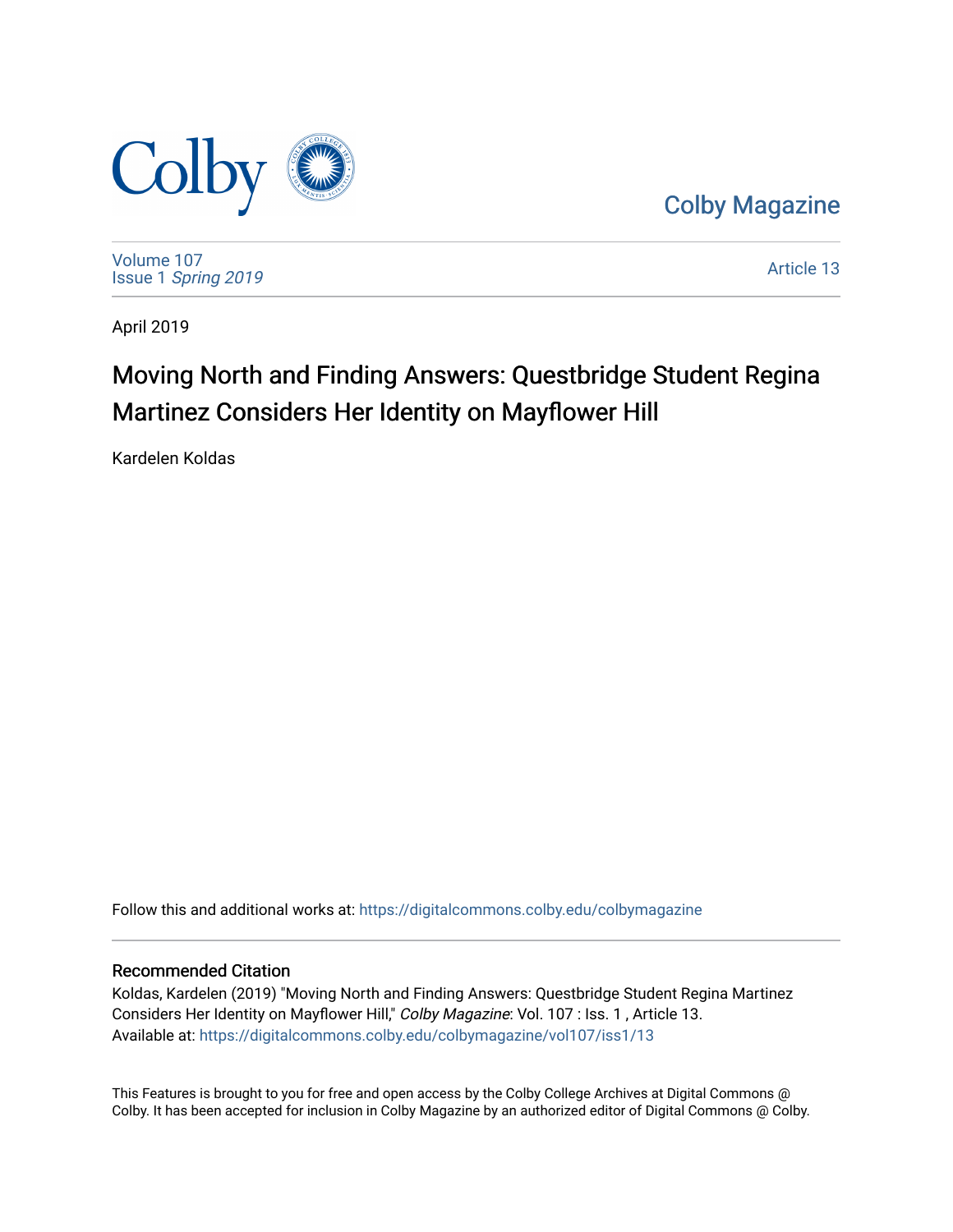Colby Magazine

Volume 107
Issue 1 *Spring 2019*

Article 13

April 2019

# Moving North and Finding Answers: Questbridge Student Regina Martinez Considers Her Identity on Mayflower Hill

Kardelen Koldas

Follow this and additional works at: https://digitalcommons.colby.edu/colbymagazine

## Recommended Citation

Koldas, Kardelen (2019) "Moving North and Finding Answers: Questbridge Student Regina Martinez Considers Her Identity on Mayflower Hill," *Colby Magazine*: Vol. 107 : Iss. 1 , Article 13.
Available at: https://digitalcommons.colby.edu/colbymagazine/vol107/iss1/13

This Features is brought to you for free and open access by the Colby College Archives at Digital Commons @ Colby. It has been accepted for inclusion in Colby Magazine by an authorized editor of Digital Commons @ Colby.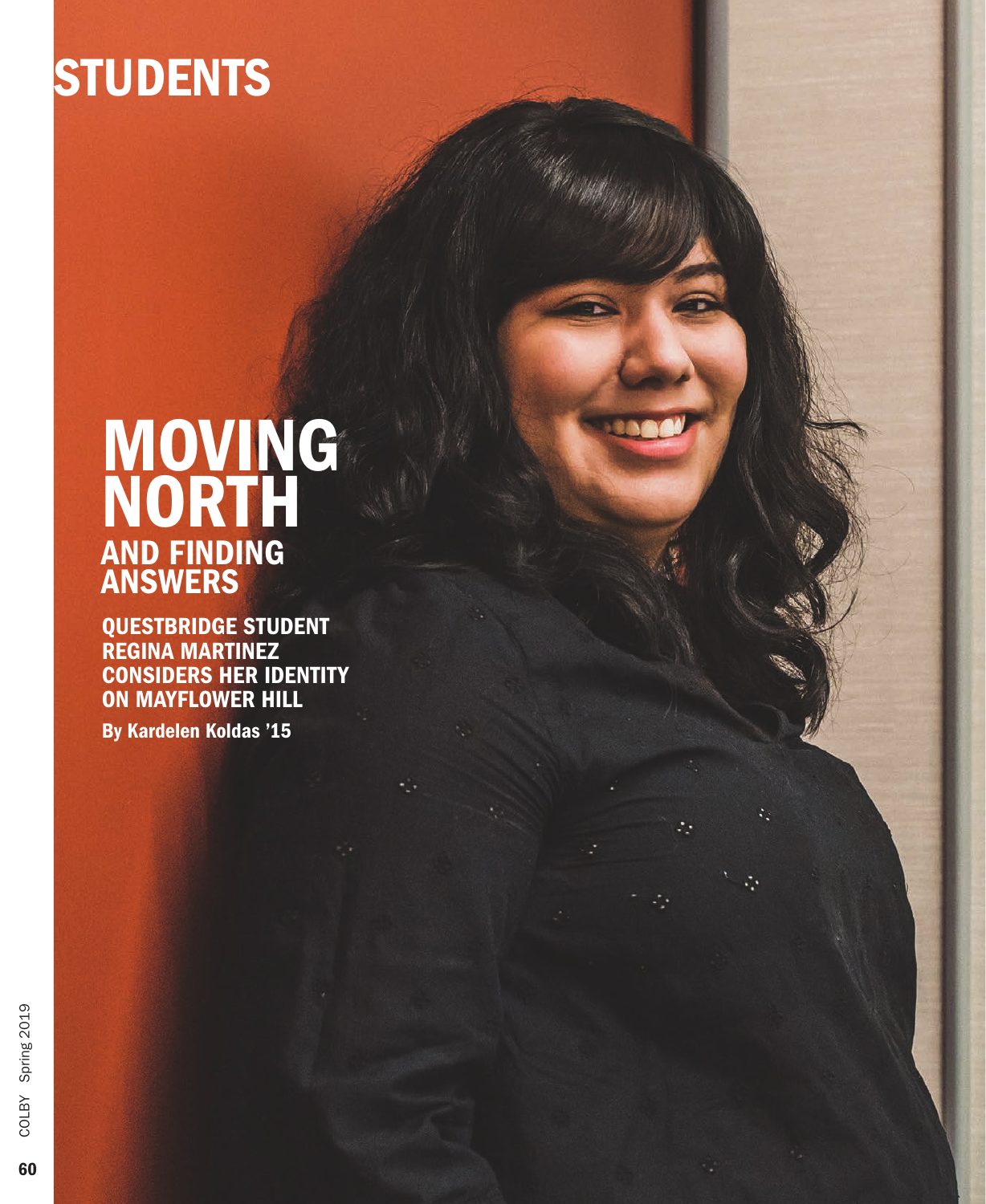# STUDENTS

## MOVING NORTH AND FINDING ANSWERS

### QUESTBRIDGE STUDENT REGINA MARTINEZ CONSIDERS HER IDENTITY ON MAYFLOWER HILL

**By Kardelen Koldas ’15**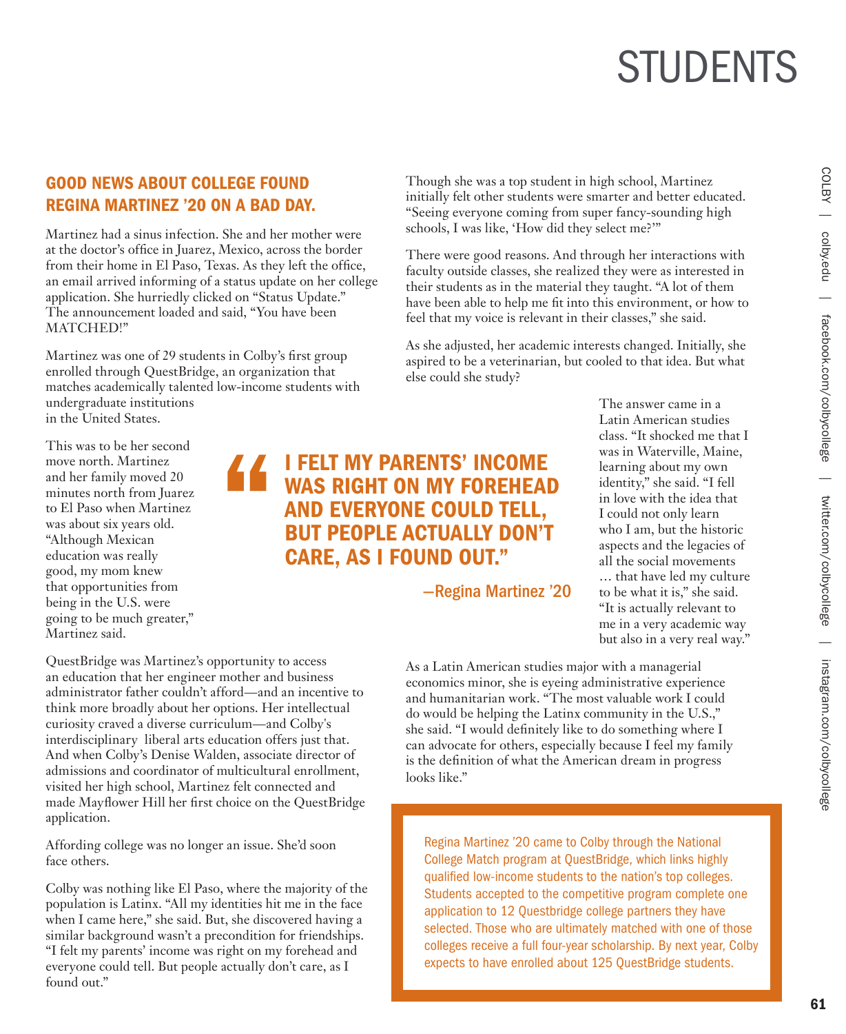# STUDENTS

## GOOD NEWS ABOUT COLLEGE FOUND REGINA MARTINEZ '20 ON A BAD DAY.

Martinez had a sinus infection. She and her mother were at the doctor's office in Juarez, Mexico, across the border from their home in El Paso, Texas. As they left the office, an email arrived informing of a status update on her college application. She hurriedly clicked on "Status Update." The announcement loaded and said, "You have been MATCHED!"

Martinez was one of 29 students in Colby's first group enrolled through QuestBridge, an organization that matches academically talented low-income students with undergraduate institutions in the United States.

This was to be her second move north. Martinez and her family moved 20 minutes north from Juarez to El Paso when Martinez was about six years old. "Although Mexican education was really good, my mom knew that opportunities from being in the U.S. were going to be much greater," Martinez said.

QuestBridge was Martinez's opportunity to access an education that her engineer mother and business administrator father couldn't afford—and an incentive to think more broadly about her options. Her intellectual curiosity craved a diverse curriculum—and Colby's interdisciplinary liberal arts education offers just that. And when Colby's Denise Walden, associate director of admissions and coordinator of multicultural enrollment, visited her high school, Martinez felt connected and made Mayflower Hill her first choice on the QuestBridge application.

Affording college was no longer an issue. She'd soon face others.

Colby was nothing like El Paso, where the majority of the population is Latinx. "All my identities hit me in the face when I came here," she said. But, she discovered having a similar background wasn't a precondition for friendships. "I felt my parents' income was right on my forehead and everyone could tell. But people actually don't care, as I found out."

> **"I FELT MY PARENTS' INCOME WAS RIGHT ON MY FOREHEAD AND EVERYONE COULD TELL, BUT PEOPLE ACTUALLY DON'T CARE, AS I FOUND OUT."**
>
> —Regina Martinez '20

Though she was a top student in high school, Martinez initially felt other students were smarter and better educated. "Seeing everyone coming from super fancy-sounding high schools, I was like, 'How did they select me?'"

There were good reasons. And through her interactions with faculty outside classes, she realized they were as interested in their students as in the material they taught. "A lot of them have been able to help me fit into this environment, or how to feel that my voice is relevant in their classes," she said.

As she adjusted, her academic interests changed. Initially, she aspired to be a veterinarian, but cooled to that idea. But what else could she study?

The answer came in a Latin American studies class. "It shocked me that I was in Waterville, Maine, learning about my own identity," she said. "I fell in love with the idea that I could not only learn who I am, but the historic aspects and the legacies of all the social movements … that have led my culture to be what it is," she said. "It is actually relevant to me in a very academic way but also in a very real way."

As a Latin American studies major with a managerial economics minor, she is eyeing administrative experience and humanitarian work. "The most valuable work I could do would be helping the Latinx community in the U.S.," she said. "I would definitely like to do something where I can advocate for others, especially because I feel my family is the definition of what the American dream in progress looks like."

Regina Martinez '20 came to Colby through the National College Match program at QuestBridge, which links highly qualified low-income students to the nation's top colleges. Students accepted to the competitive program complete one application to 12 Questbridge college partners they have selected. Those who are ultimately matched with one of those colleges receive a full four-year scholarship. By next year, Colby expects to have enrolled about 125 QuestBridge students.